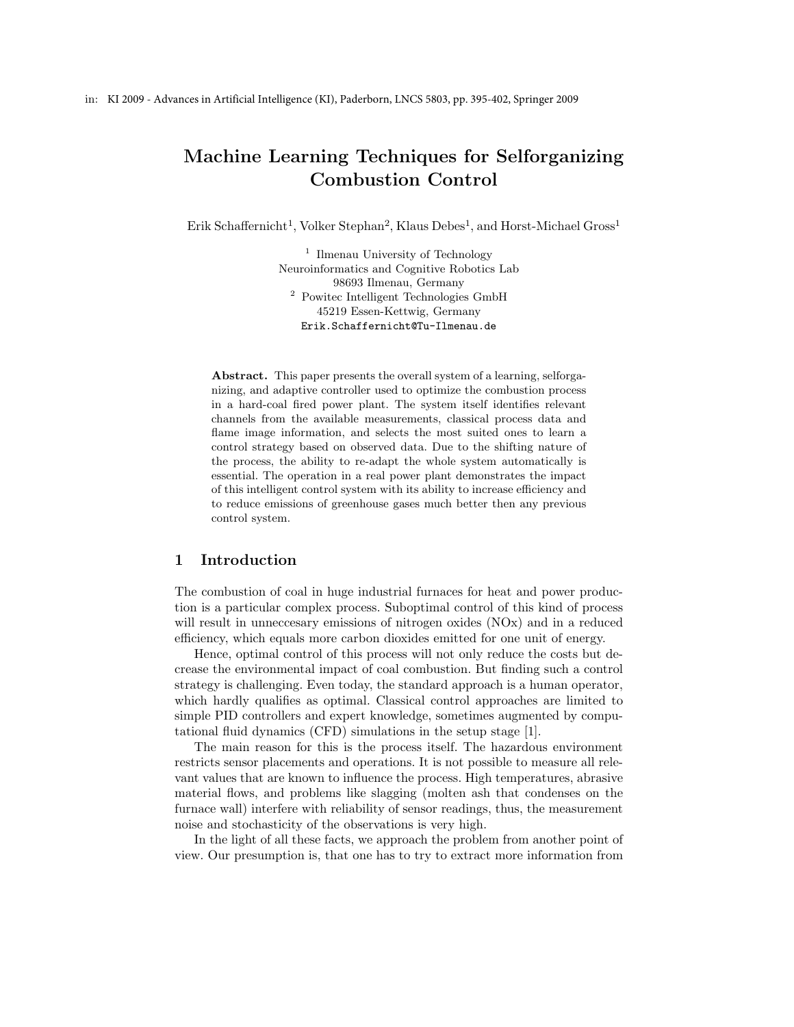in: KI 2009 - Advances in Artificial Intelligence (KI), Paderborn, LNCS 5803, pp. 395-402, Springer 2009

# Machine Learning Techniques for Selforganizing Combustion Control

Erik Schaffernicht[1], Volker Stephan[2], Klaus Debes[1], and Horst-Michael Gross[1]

[1] Ilmenau University of Technology
Neuroinformatics and Cognitive Robotics Lab
98693 Ilmenau, Germany
[2] Powitec Intelligent Technologies GmbH
45219 Essen-Kettwig, Germany
Erik.Schaffernicht@Tu-Ilmenau.de

**Abstract.** This paper presents the overall system of a learning, selforganizing, and adaptive controller used to optimize the combustion process in a hard-coal fired power plant. The system itself identifies relevant channels from the available measurements, classical process data and flame image information, and selects the most suited ones to learn a control strategy based on observed data. Due to the shifting nature of the process, the ability to re-adapt the whole system automatically is essential. The operation in a real power plant demonstrates the impact of this intelligent control system with its ability to increase efficiency and to reduce emissions of greenhouse gases much better then any previous control system.

## 1 Introduction

The combustion of coal in huge industrial furnaces for heat and power production is a particular complex process. Suboptimal control of this kind of process will result in unneccesary emissions of nitrogen oxides (NOx) and in a reduced efficiency, which equals more carbon dioxides emitted for one unit of energy.

Hence, optimal control of this process will not only reduce the costs but decrease the environmental impact of coal combustion. But finding such a control strategy is challenging. Even today, the standard approach is a human operator, which hardly qualifies as optimal. Classical control approaches are limited to simple PID controllers and expert knowledge, sometimes augmented by computational fluid dynamics (CFD) simulations in the setup stage [1].

The main reason for this is the process itself. The hazardous environment restricts sensor placements and operations. It is not possible to measure all relevant values that are known to influence the process. High temperatures, abrasive material flows, and problems like slagging (molten ash that condenses on the furnace wall) interfere with reliability of sensor readings, thus, the measurement noise and stochasticity of the observations is very high.

In the light of all these facts, we approach the problem from another point of view. Our presumption is, that one has to try to extract more information from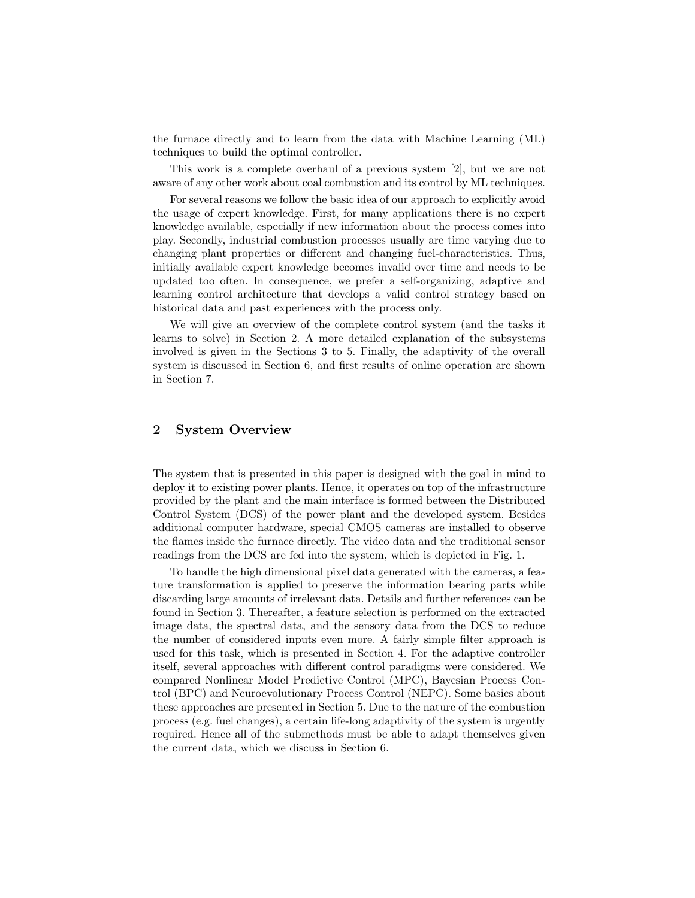the furnace directly and to learn from the data with Machine Learning (ML) techniques to build the optimal controller.

This work is a complete overhaul of a previous system [2], but we are not aware of any other work about coal combustion and its control by ML techniques.

For several reasons we follow the basic idea of our approach to explicitly avoid the usage of expert knowledge. First, for many applications there is no expert knowledge available, especially if new information about the process comes into play. Secondly, industrial combustion processes usually are time varying due to changing plant properties or different and changing fuel-characteristics. Thus, initially available expert knowledge becomes invalid over time and needs to be updated too often. In consequence, we prefer a self-organizing, adaptive and learning control architecture that develops a valid control strategy based on historical data and past experiences with the process only.

We will give an overview of the complete control system (and the tasks it learns to solve) in Section 2. A more detailed explanation of the subsystems involved is given in the Sections 3 to 5. Finally, the adaptivity of the overall system is discussed in Section 6, and first results of online operation are shown in Section 7.

## 2 System Overview

The system that is presented in this paper is designed with the goal in mind to deploy it to existing power plants. Hence, it operates on top of the infrastructure provided by the plant and the main interface is formed between the Distributed Control System (DCS) of the power plant and the developed system. Besides additional computer hardware, special CMOS cameras are installed to observe the flames inside the furnace directly. The video data and the traditional sensor readings from the DCS are fed into the system, which is depicted in Fig. 1.

To handle the high dimensional pixel data generated with the cameras, a feature transformation is applied to preserve the information bearing parts while discarding large amounts of irrelevant data. Details and further references can be found in Section 3. Thereafter, a feature selection is performed on the extracted image data, the spectral data, and the sensory data from the DCS to reduce the number of considered inputs even more. A fairly simple filter approach is used for this task, which is presented in Section 4. For the adaptive controller itself, several approaches with different control paradigms were considered. We compared Nonlinear Model Predictive Control (MPC), Bayesian Process Control (BPC) and Neuroevolutionary Process Control (NEPC). Some basics about these approaches are presented in Section 5. Due to the nature of the combustion process (e.g. fuel changes), a certain life-long adaptivity of the system is urgently required. Hence all of the submethods must be able to adapt themselves given the current data, which we discuss in Section 6.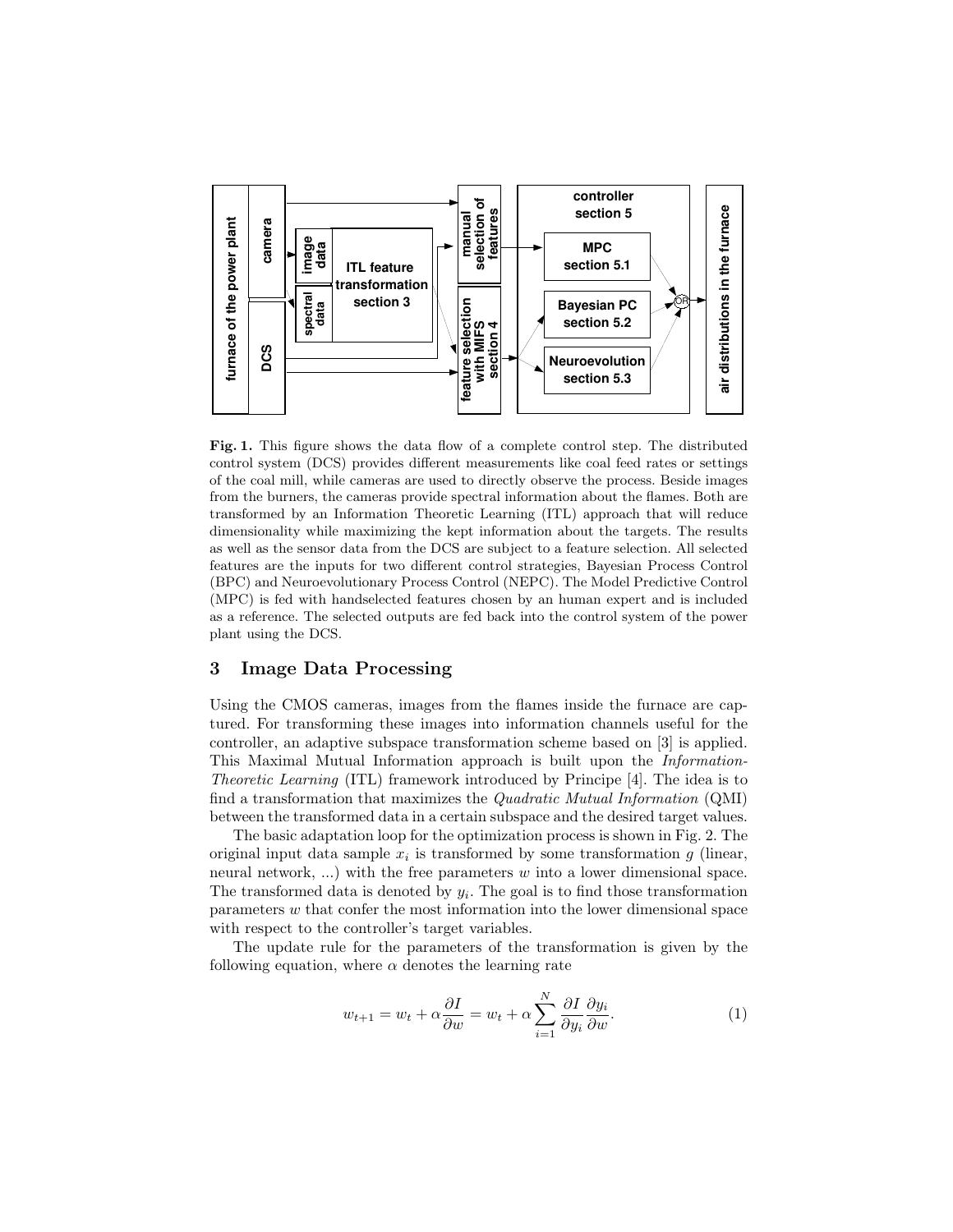furnace of the power plant

camera

DCS

image data

spectral data

ITL feature transformation section 3

manual selection of features

feature selection with MIFS section 4

controller section 5

MPC section 5.1

Bayesian PC section 5.2

Neuroevolution section 5.3

OR

air distributions in the furnace

**Fig. 1.** This figure shows the data flow of a complete control step. The distributed control system (DCS) provides different measurements like coal feed rates or settings of the coal mill, while cameras are used to directly observe the process. Beside images from the burners, the cameras provide spectral information about the flames. Both are transformed by an Information Theoretic Learning (ITL) approach that will reduce dimensionality while maximizing the kept information about the targets. The results as well as the sensor data from the DCS are subject to a feature selection. All selected features are the inputs for two different control strategies, Bayesian Process Control (BPC) and Neuroevolutionary Process Control (NEPC). The Model Predictive Control (MPC) is fed with handselected features chosen by an human expert and is included as a reference. The selected outputs are fed back into the control system of the power plant using the DCS.

## 3 Image Data Processing

Using the CMOS cameras, images from the flames inside the furnace are captured. For transforming these images into information channels useful for the controller, an adaptive subspace transformation scheme based on [3] is applied. This Maximal Mutual Information approach is built upon the *Information-Theoretic Learning* (ITL) framework introduced by Principe [4]. The idea is to find a transformation that maximizes the *Quadratic Mutual Information* (QMI) between the transformed data in a certain subspace and the desired target values.

The basic adaptation loop for the optimization process is shown in Fig. 2. The original input data sample $x_i$ is transformed by some transformation $g$ (linear, neural network, ...) with the free parameters $w$ into a lower dimensional space. The transformed data is denoted by $y_i$. The goal is to find those transformation parameters $w$ that confer the most information into the lower dimensional space with respect to the controller's target variables.

The update rule for the parameters of the transformation is given by the following equation, where $\alpha$ denotes the learning rate

$$w_{t+1} = w_t + \alpha \frac{\partial I}{\partial w} = w_t + \alpha \sum_{i=1}^{N} \frac{\partial I}{\partial y_i} \frac{\partial y_i}{\partial w}. \tag{1}$$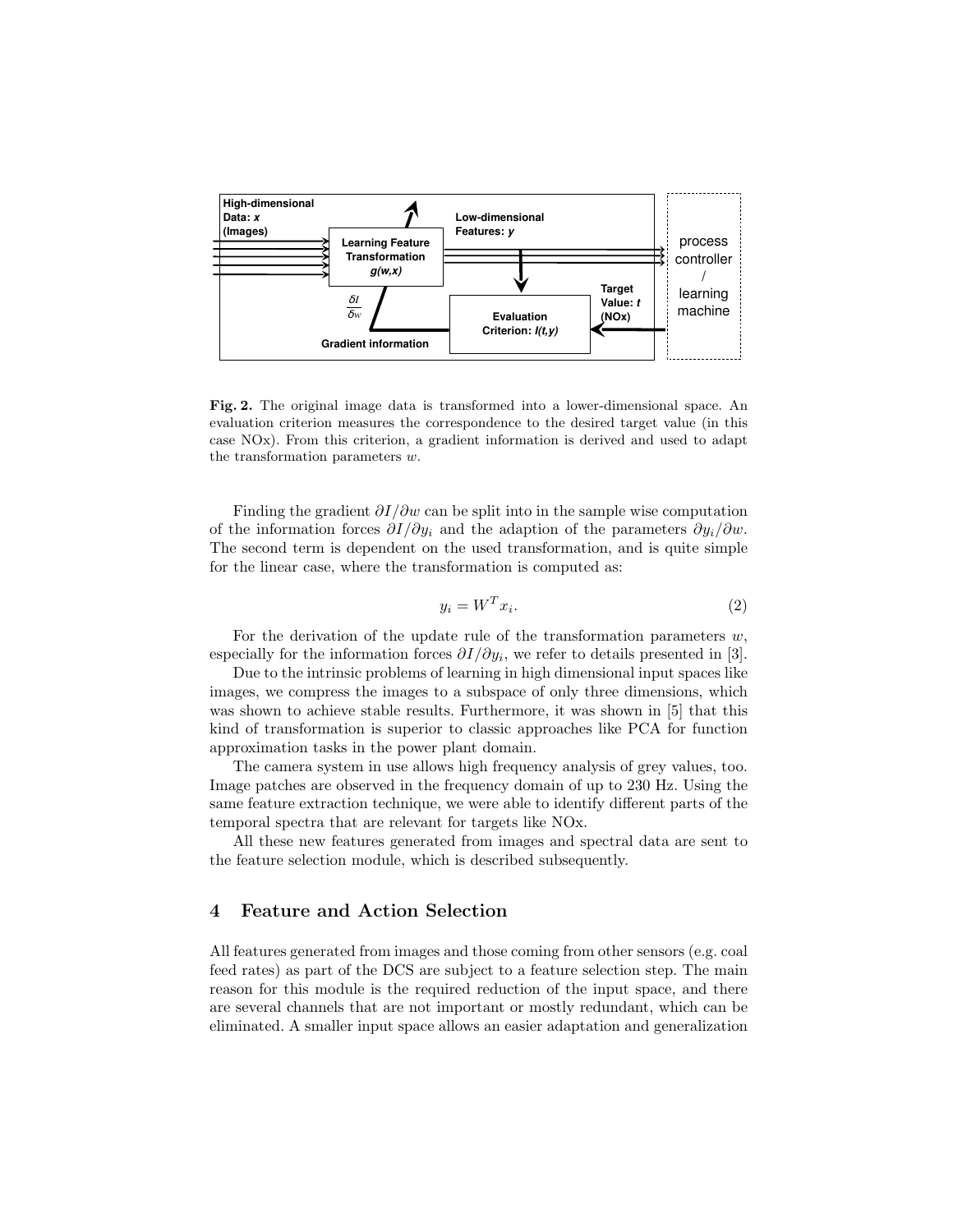**Fig. 2.** The original image data is transformed into a lower-dimensional space. An evaluation criterion measures the correspondence to the desired target value (in this case NOx). From this criterion, a gradient information is derived and used to adapt the transformation parameters $w$.

Finding the gradient $\partial I/\partial w$ can be split into in the sample wise computation of the information forces $\partial I/\partial y_i$ and the adaption of the parameters $\partial y_i/\partial w$. The second term is dependent on the used transformation, and is quite simple for the linear case, where the transformation is computed as:

$$y_i = W^T x_i. \tag{2}$$

For the derivation of the update rule of the transformation parameters $w$, especially for the information forces $\partial I/\partial y_i$, we refer to details presented in [3].

Due to the intrinsic problems of learning in high dimensional input spaces like images, we compress the images to a subspace of only three dimensions, which was shown to achieve stable results. Furthermore, it was shown in [5] that this kind of transformation is superior to classic approaches like PCA for function approximation tasks in the power plant domain.

The camera system in use allows high frequency analysis of grey values, too. Image patches are observed in the frequency domain of up to 230 Hz. Using the same feature extraction technique, we were able to identify different parts of the temporal spectra that are relevant for targets like NOx.

All these new features generated from images and spectral data are sent to the feature selection module, which is described subsequently.

## 4 Feature and Action Selection

All features generated from images and those coming from other sensors (e.g. coal feed rates) as part of the DCS are subject to a feature selection step. The main reason for this module is the required reduction of the input space, and there are several channels that are not important or mostly redundant, which can be eliminated. A smaller input space allows an easier adaptation and generalization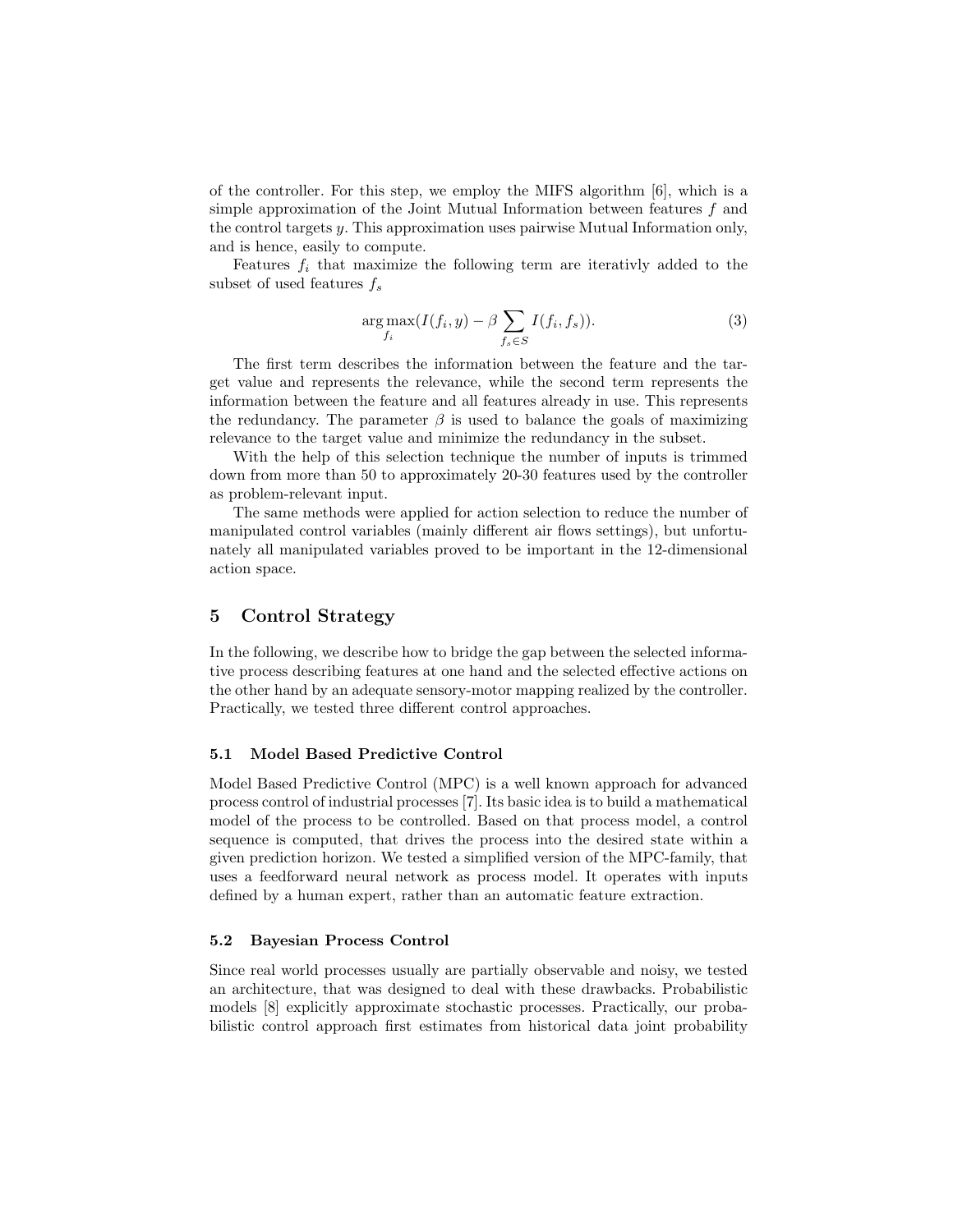of the controller. For this step, we employ the MIFS algorithm [6], which is a simple approximation of the Joint Mutual Information between features $f$ and the control targets $y$. This approximation uses pairwise Mutual Information only, and is hence, easily to compute.

Features $f_i$ that maximize the following term are iterativly added to the subset of used features $f_s$

$$\arg\max_{f_i}(I(f_i, y) - \beta \sum_{f_s \in S} I(f_i, f_s)). \tag{3}$$

The first term describes the information between the feature and the target value and represents the relevance, while the second term represents the information between the feature and all features already in use. This represents the redundancy. The parameter $\beta$ is used to balance the goals of maximizing relevance to the target value and minimize the redundancy in the subset.

With the help of this selection technique the number of inputs is trimmed down from more than 50 to approximately 20-30 features used by the controller as problem-relevant input.

The same methods were applied for action selection to reduce the number of manipulated control variables (mainly different air flows settings), but unfortunately all manipulated variables proved to be important in the 12-dimensional action space.

## 5 Control Strategy

In the following, we describe how to bridge the gap between the selected informative process describing features at one hand and the selected effective actions on the other hand by an adequate sensory-motor mapping realized by the controller. Practically, we tested three different control approaches.

### 5.1 Model Based Predictive Control

Model Based Predictive Control (MPC) is a well known approach for advanced process control of industrial processes [7]. Its basic idea is to build a mathematical model of the process to be controlled. Based on that process model, a control sequence is computed, that drives the process into the desired state within a given prediction horizon. We tested a simplified version of the MPC-family, that uses a feedforward neural network as process model. It operates with inputs defined by a human expert, rather than an automatic feature extraction.

### 5.2 Bayesian Process Control

Since real world processes usually are partially observable and noisy, we tested an architecture, that was designed to deal with these drawbacks. Probabilistic models [8] explicitly approximate stochastic processes. Practically, our probabilistic control approach first estimates from historical data joint probability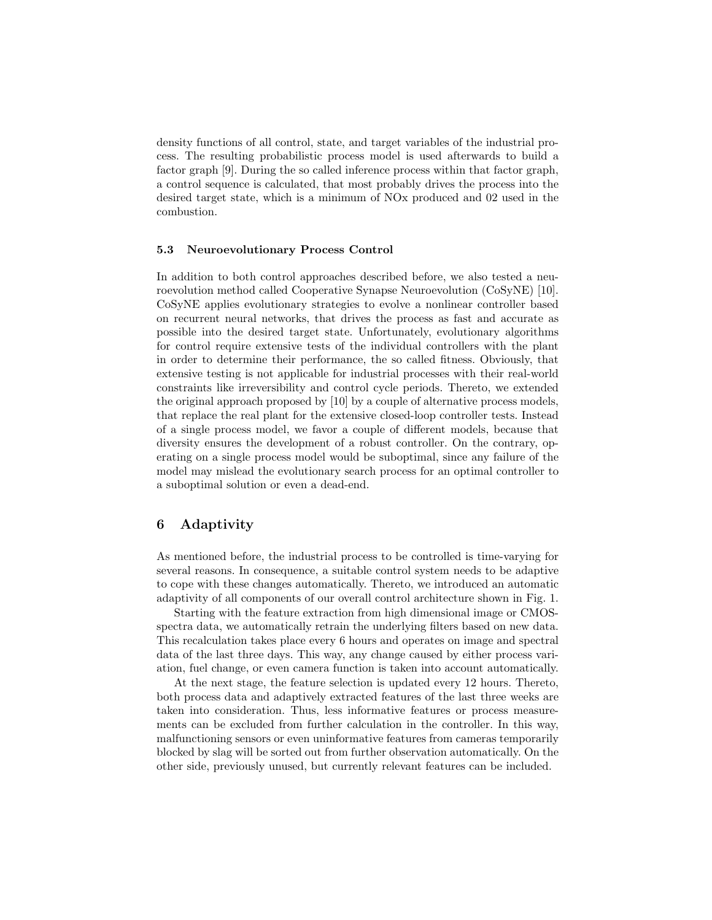density functions of all control, state, and target variables of the industrial process. The resulting probabilistic process model is used afterwards to build a factor graph [9]. During the so called inference process within that factor graph, a control sequence is calculated, that most probably drives the process into the desired target state, which is a minimum of NOx produced and 02 used in the combustion.

### 5.3 Neuroevolutionary Process Control

In addition to both control approaches described before, we also tested a neuroevolution method called Cooperative Synapse Neuroevolution (CoSyNE) [10]. CoSyNE applies evolutionary strategies to evolve a nonlinear controller based on recurrent neural networks, that drives the process as fast and accurate as possible into the desired target state. Unfortunately, evolutionary algorithms for control require extensive tests of the individual controllers with the plant in order to determine their performance, the so called fitness. Obviously, that extensive testing is not applicable for industrial processes with their real-world constraints like irreversibility and control cycle periods. Thereto, we extended the original approach proposed by [10] by a couple of alternative process models, that replace the real plant for the extensive closed-loop controller tests. Instead of a single process model, we favor a couple of different models, because that diversity ensures the development of a robust controller. On the contrary, operating on a single process model would be suboptimal, since any failure of the model may mislead the evolutionary search process for an optimal controller to a suboptimal solution or even a dead-end.

## 6 Adaptivity

As mentioned before, the industrial process to be controlled is time-varying for several reasons. In consequence, a suitable control system needs to be adaptive to cope with these changes automatically. Thereto, we introduced an automatic adaptivity of all components of our overall control architecture shown in Fig. 1.

Starting with the feature extraction from high dimensional image or CMOS-spectra data, we automatically retrain the underlying filters based on new data. This recalculation takes place every 6 hours and operates on image and spectral data of the last three days. This way, any change caused by either process variation, fuel change, or even camera function is taken into account automatically.

At the next stage, the feature selection is updated every 12 hours. Thereto, both process data and adaptively extracted features of the last three weeks are taken into consideration. Thus, less informative features or process measurements can be excluded from further calculation in the controller. In this way, malfunctioning sensors or even uninformative features from cameras temporarily blocked by slag will be sorted out from further observation automatically. On the other side, previously unused, but currently relevant features can be included.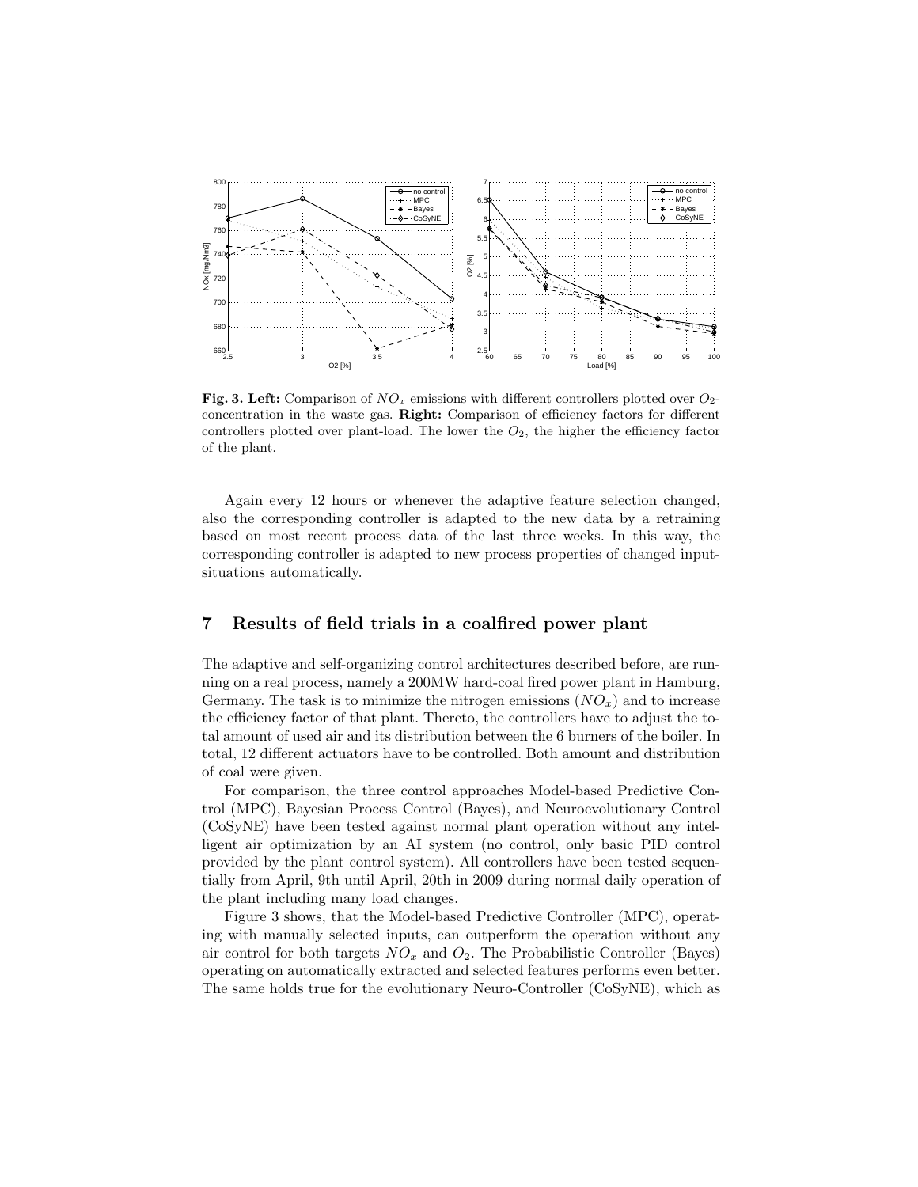**Fig. 3. Left:** Comparison of $NO_x$ emissions with different controllers plotted over $O_2$-concentration in the waste gas. **Right:** Comparison of efficiency factors for different controllers plotted over plant-load. The lower the $O_2$, the higher the efficiency factor of the plant.

Again every 12 hours or whenever the adaptive feature selection changed, also the corresponding controller is adapted to the new data by a retraining based on most recent process data of the last three weeks. In this way, the corresponding controller is adapted to new process properties of changed input-situations automatically.

## 7 Results of field trials in a coalfired power plant

The adaptive and self-organizing control architectures described before, are running on a real process, namely a 200MW hard-coal fired power plant in Hamburg, Germany. The task is to minimize the nitrogen emissions ($NO_x$) and to increase the efficiency factor of that plant. Thereto, the controllers have to adjust the total amount of used air and its distribution between the 6 burners of the boiler. In total, 12 different actuators have to be controlled. Both amount and distribution of coal were given.

For comparison, the three control approaches Model-based Predictive Control (MPC), Bayesian Process Control (Bayes), and Neuroevolutionary Control (CoSyNE) have been tested against normal plant operation without any intelligent air optimization by an AI system (no control, only basic PID control provided by the plant control system). All controllers have been tested sequentially from April, 9th until April, 20th in 2009 during normal daily operation of the plant including many load changes.

Figure 3 shows, that the Model-based Predictive Controller (MPC), operating with manually selected inputs, can outperform the operation without any air control for both targets $NO_x$ and $O_2$. The Probabilistic Controller (Bayes) operating on automatically extracted and selected features performs even better. The same holds true for the evolutionary Neuro-Controller (CoSyNE), which as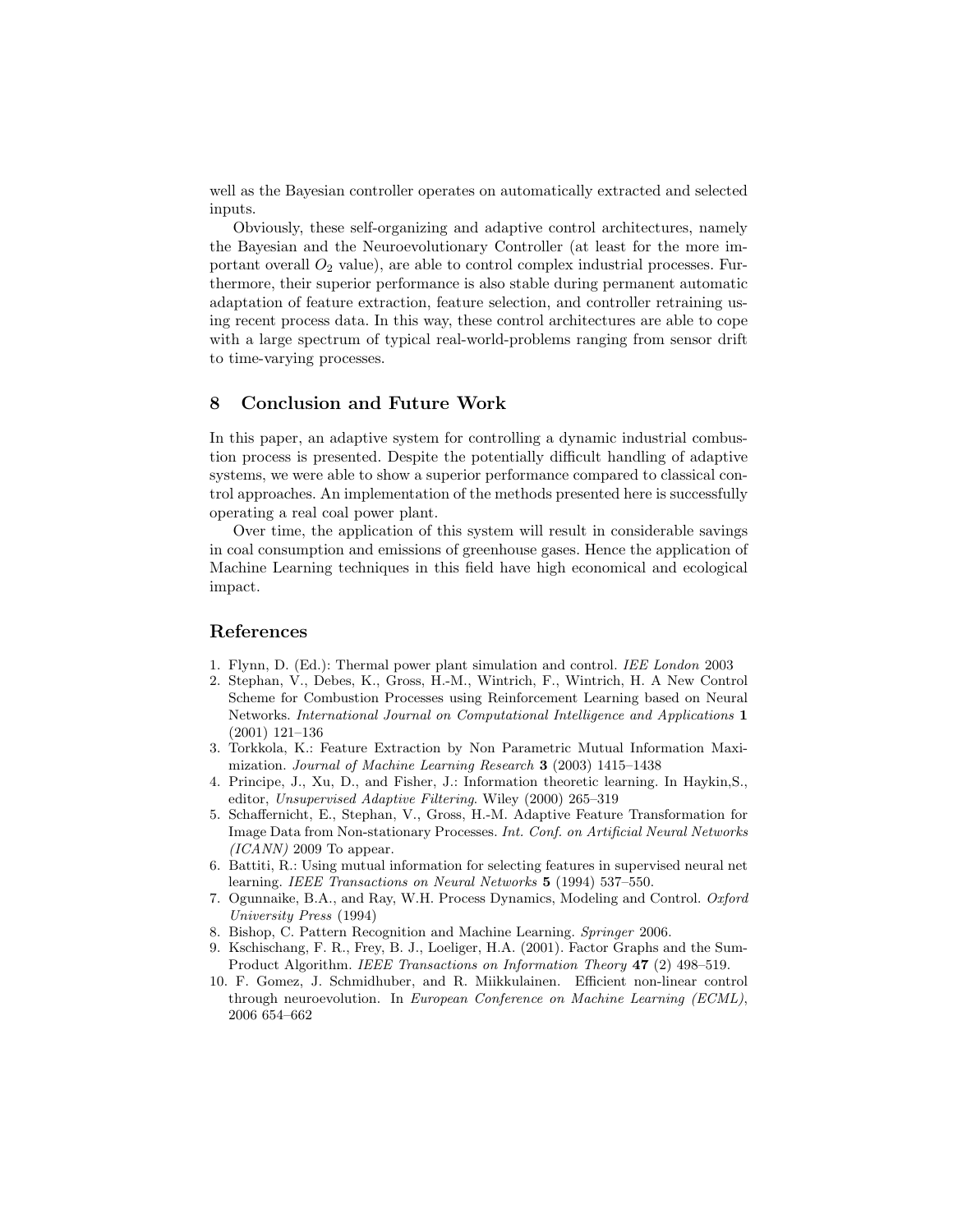well as the Bayesian controller operates on automatically extracted and selected inputs.

Obviously, these self-organizing and adaptive control architectures, namely the Bayesian and the Neuroevolutionary Controller (at least for the more important overall $O_2$ value), are able to control complex industrial processes. Furthermore, their superior performance is also stable during permanent automatic adaptation of feature extraction, feature selection, and controller retraining using recent process data. In this way, these control architectures are able to cope with a large spectrum of typical real-world-problems ranging from sensor drift to time-varying processes.

## 8 Conclusion and Future Work

In this paper, an adaptive system for controlling a dynamic industrial combustion process is presented. Despite the potentially difficult handling of adaptive systems, we were able to show a superior performance compared to classical control approaches. An implementation of the methods presented here is successfully operating a real coal power plant.

Over time, the application of this system will result in considerable savings in coal consumption and emissions of greenhouse gases. Hence the application of Machine Learning techniques in this field have high economical and ecological impact.

## References

1. Flynn, D. (Ed.): Thermal power plant simulation and control. *IEE London* 2003
2. Stephan, V., Debes, K., Gross, H.-M., Wintrich, F., Wintrich, H. A New Control Scheme for Combustion Processes using Reinforcement Learning based on Neural Networks. *International Journal on Computational Intelligence and Applications* **1** (2001) 121–136
3. Torkkola, K.: Feature Extraction by Non Parametric Mutual Information Maximization. *Journal of Machine Learning Research* **3** (2003) 1415–1438
4. Principe, J., Xu, D., and Fisher, J.: Information theoretic learning. In Haykin,S., editor, *Unsupervised Adaptive Filtering*. Wiley (2000) 265–319
5. Schaffernicht, E., Stephan, V., Gross, H.-M. Adaptive Feature Transformation for Image Data from Non-stationary Processes. *Int. Conf. on Artificial Neural Networks (ICANN)* 2009 To appear.
6. Battiti, R.: Using mutual information for selecting features in supervised neural net learning. *IEEE Transactions on Neural Networks* **5** (1994) 537–550.
7. Ogunnaike, B.A., and Ray, W.H. Process Dynamics, Modeling and Control. *Oxford University Press* (1994)
8. Bishop, C. Pattern Recognition and Machine Learning. *Springer* 2006.
9. Kschischang, F. R., Frey, B. J., Loeliger, H.A. (2001). Factor Graphs and the Sum-Product Algorithm. *IEEE Transactions on Information Theory* **47** (2) 498–519.
10. F. Gomez, J. Schmidhuber, and R. Miikkulainen. Efficient non-linear control through neuroevolution. In *European Conference on Machine Learning (ECML)*, 2006 654–662